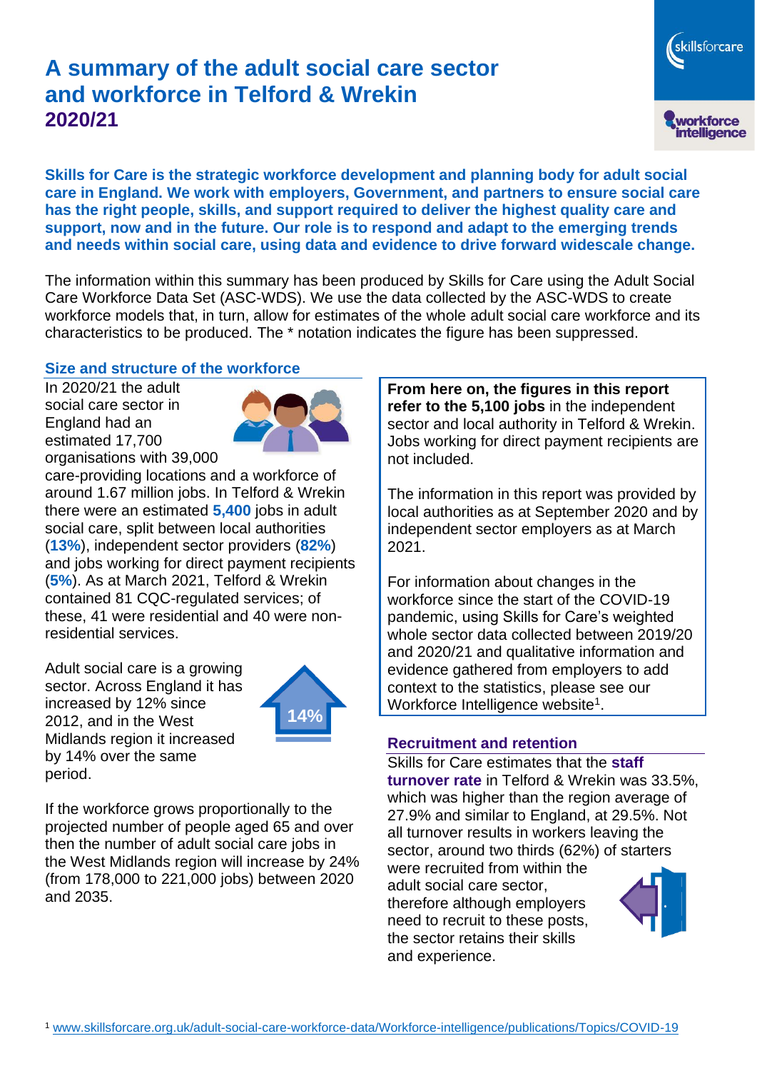# A summary of the adult social care sector and workforce in Telford & Wrekin

## 2020/21

**Skills for Care is the strategic workforce development and planning body for adult social care in England. We work with employers, Government, and partners to ensure social care has the right people, skills, and support required to deliver the highest quality care and support, now and in the future. Our role is to respond and adapt to the emerging trends and needs within social care, using data and evidence to drive forward widescale change.**

The information within this summary has been produced by Skills for Care using the Adult Social Care Workforce Data Set (ASC-WDS). We use the data collected by the ASC-WDS to create workforce models that, in turn, allow for estimates of the whole adult social care workforce and its characteristics to be produced. The * notation indicates the figure has been suppressed.

### Size and structure of the workforce

In 2020/21 the adult social care sector in England had an estimated 17,700 organisations with 39,000 care-providing locations and a workforce of around 1.67 million jobs. In Telford & Wrekin there were an estimated **5,400** jobs in adult social care, split between local authorities (**13%**), independent sector providers (**82%**) and jobs working for direct payment recipients (**5%**). As at March 2021, Telford & Wrekin contained 81 CQC-regulated services; of these, 41 were residential and 40 were non-residential services.

Adult social care is a growing sector. Across England it has increased by 12% since 2012, and in the West Midlands region it increased by 14% over the same period.

14%

If the workforce grows proportionally to the projected number of people aged 65 and over then the number of adult social care jobs in the West Midlands region will increase by 24% (from 178,000 to 221,000 jobs) between 2020 and 2035.

**From here on, the figures in this report refer to the 5,100 jobs** in the independent sector and local authority in Telford & Wrekin. Jobs working for direct payment recipients are not included.

The information in this report was provided by local authorities as at September 2020 and by independent sector employers as at March 2021.

For information about changes in the workforce since the start of the COVID-19 pandemic, using Skills for Care's weighted whole sector data collected between 2019/20 and 2020/21 and qualitative information and evidence gathered from employers to add context to the statistics, please see our Workforce Intelligence website[1].

### Recruitment and retention

Skills for Care estimates that the **staff turnover rate** in Telford & Wrekin was 33.5%, which was higher than the region average of 27.9% and similar to England, at 29.5%. Not all turnover results in workers leaving the sector, around two thirds (62%) of starters were recruited from within the adult social care sector, therefore although employers need to recruit to these posts, the sector retains their skills and experience.

[1] www.skillsforcare.org.uk/adult-social-care-workforce-data/Workforce-intelligence/publications/Topics/COVID-19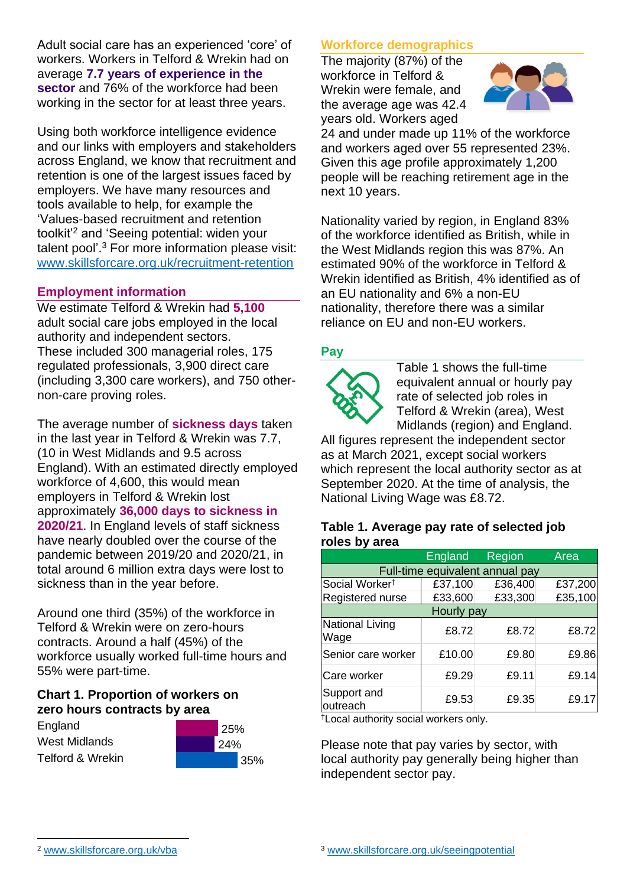Adult social care has an experienced 'core' of workers. Workers in Telford & Wrekin had on average **7.7 years of experience in the sector** and 76% of the workforce had been working in the sector for at least three years.

Using both workforce intelligence evidence and our links with employers and stakeholders across England, we know that recruitment and retention is one of the largest issues faced by employers. We have many resources and tools available to help, for example the 'Values-based recruitment and retention toolkit'[2] and 'Seeing potential: widen your talent pool'.[3] For more information please visit: www.skillsforcare.org.uk/recruitment-retention

## Employment information

We estimate Telford & Wrekin had **5,100** adult social care jobs employed in the local authority and independent sectors. These included 300 managerial roles, 175 regulated professionals, 3,900 direct care (including 3,300 care workers), and 750 other-non-care proving roles.

The average number of **sickness days** taken in the last year in Telford & Wrekin was 7.7, (10 in West Midlands and 9.5 across England). With an estimated directly employed workforce of 4,600, this would mean employers in Telford & Wrekin lost approximately **36,000 days to sickness in 2020/21**. In England levels of staff sickness have nearly doubled over the course of the pandemic between 2019/20 and 2020/21, in total around 6 million extra days were lost to sickness than in the year before.

Around one third (35%) of the workforce in Telford & Wrekin were on zero-hours contracts. Around a half (45%) of the workforce usually worked full-time hours and 55% were part-time.

### Chart 1. Proportion of workers on zero hours contracts by area

| Area | Proportion |
|---|---|
| England | 25% |
| West Midlands | 24% |
| Telford & Wrekin | 35% |

## Workforce demographics

The majority (87%) of the workforce in Telford & Wrekin were female, and the average age was 42.4 years old. Workers aged 24 and under made up 11% of the workforce and workers aged over 55 represented 23%. Given this age profile approximately 1,200 people will be reaching retirement age in the next 10 years.

Nationality varied by region, in England 83% of the workforce identified as British, while in the West Midlands region this was 87%. An estimated 90% of the workforce in Telford & Wrekin identified as British, 4% identified as of an EU nationality and 6% a non-EU nationality, therefore there was a similar reliance on EU and non-EU workers.

## Pay

Table 1 shows the full-time equivalent annual or hourly pay rate of selected job roles in Telford & Wrekin (area), West Midlands (region) and England. All figures represent the independent sector as at March 2021, except social workers which represent the local authority sector as at September 2020. At the time of analysis, the National Living Wage was £8.72.

### Table 1. Average pay rate of selected job roles by area

| | England | Region | Area |
|---|---|---|---|
| **Full-time equivalent annual pay** | | | |
| Social Worker† | £37,100 | £36,400 | £37,200 |
| Registered nurse | £33,600 | £33,300 | £35,100 |
| **Hourly pay** | | | |
| National Living Wage | £8.72 | £8.72 | £8.72 |
| Senior care worker | £10.00 | £9.80 | £9.86 |
| Care worker | £9.29 | £9.11 | £9.14 |
| Support and outreach | £9.53 | £9.35 | £9.17 |

†Local authority social workers only.

Please note that pay varies by sector, with local authority pay generally being higher than independent sector pay.

[2] www.skillsforcare.org.uk/vba

[3] www.skillsforcare.org.uk/seeingpotential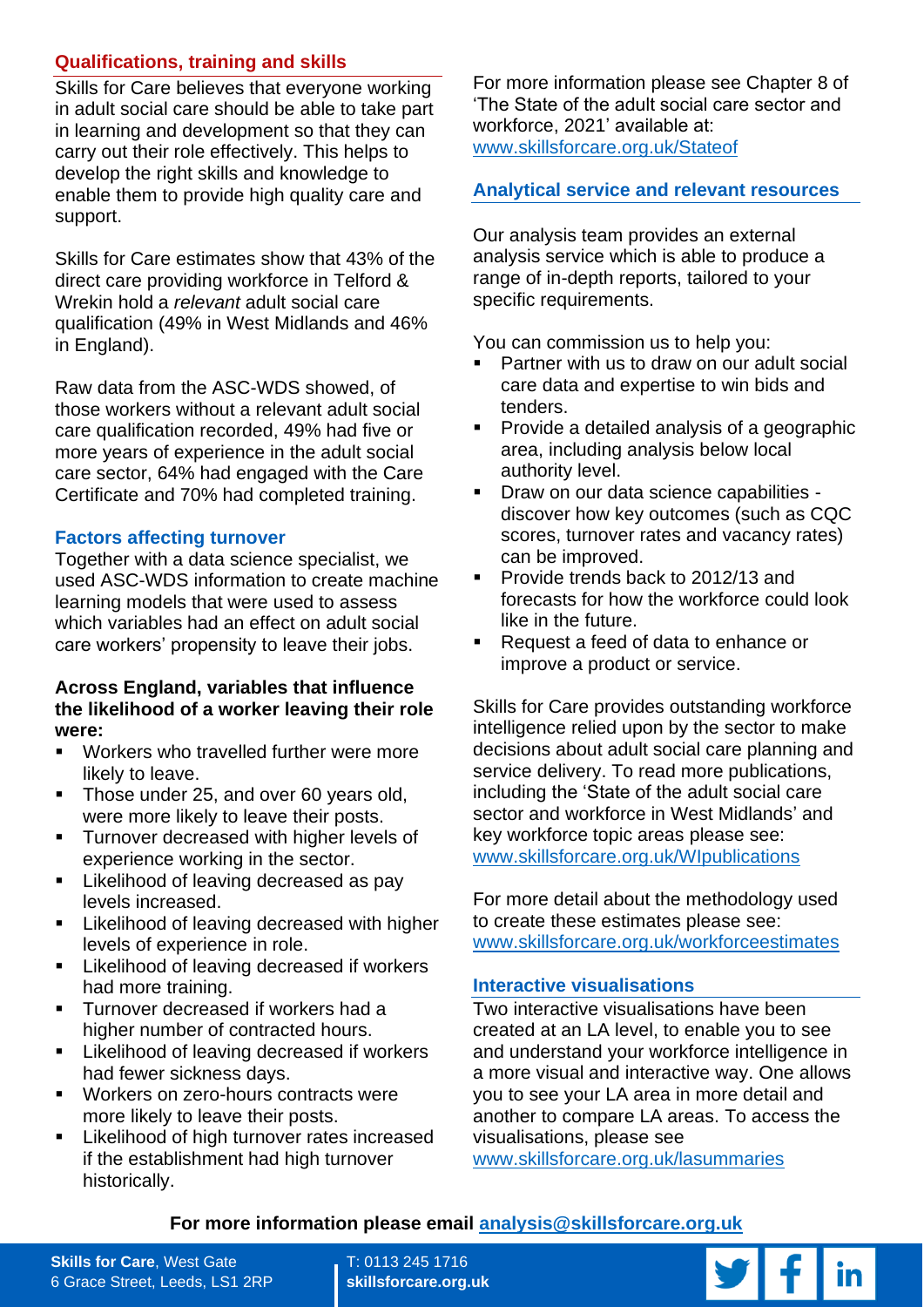## Qualifications, training and skills

Skills for Care believes that everyone working in adult social care should be able to take part in learning and development so that they can carry out their role effectively. This helps to develop the right skills and knowledge to enable them to provide high quality care and support.

Skills for Care estimates show that 43% of the direct care providing workforce in Telford & Wrekin hold a *relevant* adult social care qualification (49% in West Midlands and 46% in England).

Raw data from the ASC-WDS showed, of those workers without a relevant adult social care qualification recorded, 49% had five or more years of experience in the adult social care sector, 64% had engaged with the Care Certificate and 70% had completed training.

## Factors affecting turnover

Together with a data science specialist, we used ASC-WDS information to create machine learning models that were used to assess which variables had an effect on adult social care workers' propensity to leave their jobs.

**Across England, variables that influence the likelihood of a worker leaving their role were:**

- Workers who travelled further were more likely to leave.
- Those under 25, and over 60 years old, were more likely to leave their posts.
- Turnover decreased with higher levels of experience working in the sector.
- Likelihood of leaving decreased as pay levels increased.
- Likelihood of leaving decreased with higher levels of experience in role.
- Likelihood of leaving decreased if workers had more training.
- Turnover decreased if workers had a higher number of contracted hours.
- Likelihood of leaving decreased if workers had fewer sickness days.
- Workers on zero-hours contracts were more likely to leave their posts.
- Likelihood of high turnover rates increased if the establishment had high turnover historically.

For more information please see Chapter 8 of 'The State of the adult social care sector and workforce, 2021' available at: www.skillsforcare.org.uk/Stateof

## Analytical service and relevant resources

Our analysis team provides an external analysis service which is able to produce a range of in-depth reports, tailored to your specific requirements.

You can commission us to help you:

- Partner with us to draw on our adult social care data and expertise to win bids and tenders.
- Provide a detailed analysis of a geographic area, including analysis below local authority level.
- Draw on our data science capabilities - discover how key outcomes (such as CQC scores, turnover rates and vacancy rates) can be improved.
- Provide trends back to 2012/13 and forecasts for how the workforce could look like in the future.
- Request a feed of data to enhance or improve a product or service.

Skills for Care provides outstanding workforce intelligence relied upon by the sector to make decisions about adult social care planning and service delivery. To read more publications, including the 'State of the adult social care sector and workforce in West Midlands' and key workforce topic areas please see: www.skillsforcare.org.uk/WIpublications

For more detail about the methodology used to create these estimates please see: www.skillsforcare.org.uk/workforceestimates

## Interactive visualisations

Two interactive visualisations have been created at an LA level, to enable you to see and understand your workforce intelligence in a more visual and interactive way. One allows you to see your LA area in more detail and another to compare LA areas. To access the visualisations, please see www.skillsforcare.org.uk/lasummaries

**For more information please email analysis@skillsforcare.org.uk**

**Skills for Care**, West Gate
6 Grace Street, Leeds, LS1 2RP

T: 0113 245 1716
**skillsforcare.org.uk**